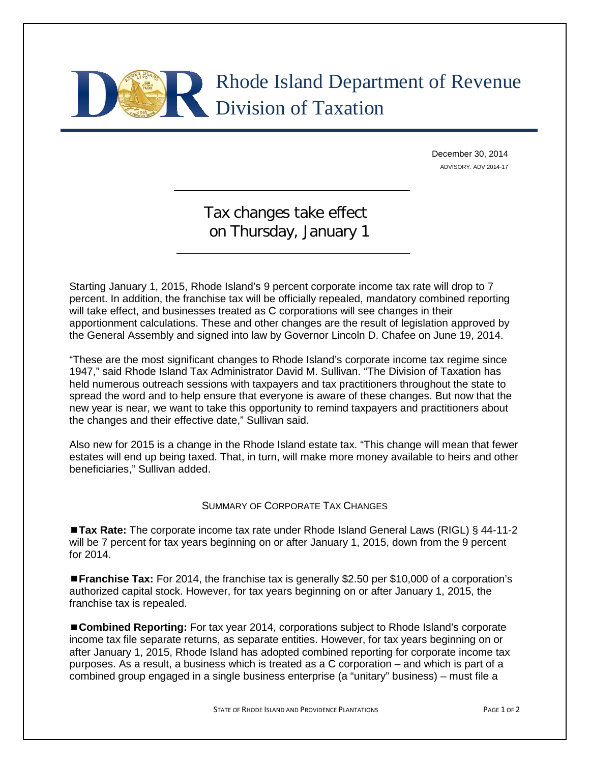# Rhode Island Department of Revenue Division of Taxation

December 30, 2014

ADVISORY: ADV 2014-17

## Tax changes take effect on Thursday, January 1

Starting January 1, 2015, Rhode Island's 9 percent corporate income tax rate will drop to 7 percent. In addition, the franchise tax will be officially repealed, mandatory combined reporting will take effect, and businesses treated as C corporations will see changes in their apportionment calculations. These and other changes are the result of legislation approved by the General Assembly and signed into law by Governor Lincoln D. Chafee on June 19, 2014.

"These are the most significant changes to Rhode Island's corporate income tax regime since 1947," said Rhode Island Tax Administrator David M. Sullivan. "The Division of Taxation has held numerous outreach sessions with taxpayers and tax practitioners throughout the state to spread the word and to help ensure that everyone is aware of these changes. But now that the new year is near, we want to take this opportunity to remind taxpayers and practitioners about the changes and their effective date," Sullivan said.

Also new for 2015 is a change in the Rhode Island estate tax. "This change will mean that fewer estates will end up being taxed. That, in turn, will make more money available to heirs and other beneficiaries," Sullivan added.

### SUMMARY OF CORPORATE TAX CHANGES

■ **Tax Rate:** The corporate income tax rate under Rhode Island General Laws (RIGL) § 44-11-2 will be 7 percent for tax years beginning on or after January 1, 2015, down from the 9 percent for 2014.

■ **Franchise Tax:** For 2014, the franchise tax is generally $2.50 per $10,000 of a corporation's authorized capital stock. However, for tax years beginning on or after January 1, 2015, the franchise tax is repealed.

■ **Combined Reporting:** For tax year 2014, corporations subject to Rhode Island's corporate income tax file separate returns, as separate entities. However, for tax years beginning on or after January 1, 2015, Rhode Island has adopted combined reporting for corporate income tax purposes. As a result, a business which is treated as a C corporation – and which is part of a combined group engaged in a single business enterprise (a "unitary" business) – must file a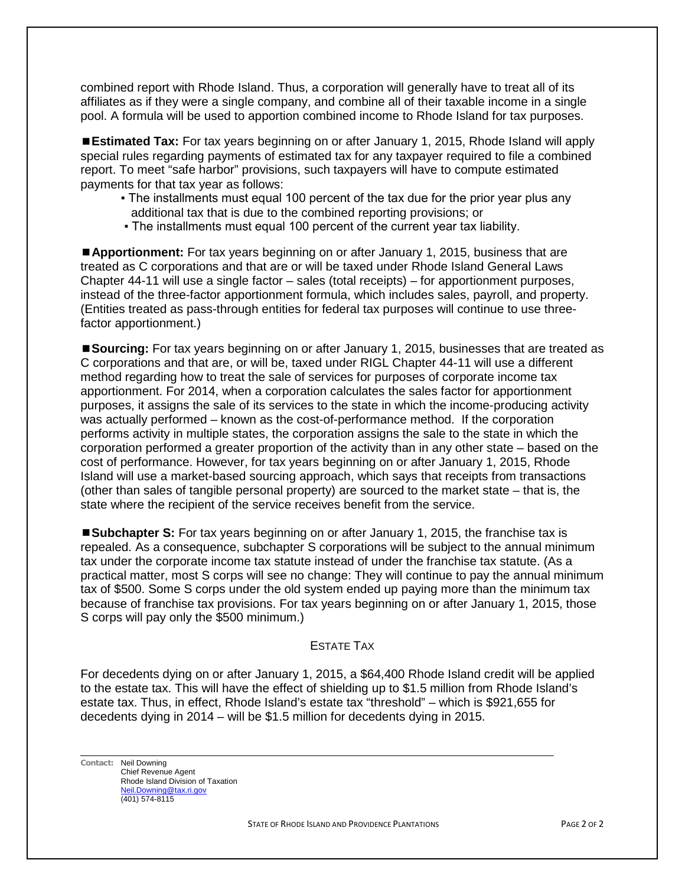combined report with Rhode Island. Thus, a corporation will generally have to treat all of its affiliates as if they were a single company, and combine all of their taxable income in a single pool. A formula will be used to apportion combined income to Rhode Island for tax purposes.

■ **Estimated Tax:** For tax years beginning on or after January 1, 2015, Rhode Island will apply special rules regarding payments of estimated tax for any taxpayer required to file a combined report. To meet "safe harbor" provisions, such taxpayers will have to compute estimated payments for that tax year as follows:

- The installments must equal 100 percent of the tax due for the prior year plus any additional tax that is due to the combined reporting provisions; or
- The installments must equal 100 percent of the current year tax liability.

■ **Apportionment:** For tax years beginning on or after January 1, 2015, business that are treated as C corporations and that are or will be taxed under Rhode Island General Laws Chapter 44-11 will use a single factor – sales (total receipts) – for apportionment purposes, instead of the three-factor apportionment formula, which includes sales, payroll, and property. (Entities treated as pass-through entities for federal tax purposes will continue to use three-factor apportionment.)

■ **Sourcing:** For tax years beginning on or after January 1, 2015, businesses that are treated as C corporations and that are, or will be, taxed under RIGL Chapter 44-11 will use a different method regarding how to treat the sale of services for purposes of corporate income tax apportionment. For 2014, when a corporation calculates the sales factor for apportionment purposes, it assigns the sale of its services to the state in which the income-producing activity was actually performed – known as the cost-of-performance method. If the corporation performs activity in multiple states, the corporation assigns the sale to the state in which the corporation performed a greater proportion of the activity than in any other state – based on the cost of performance. However, for tax years beginning on or after January 1, 2015, Rhode Island will use a market-based sourcing approach, which says that receipts from transactions (other than sales of tangible personal property) are sourced to the market state – that is, the state where the recipient of the service receives benefit from the service.

■ **Subchapter S:** For tax years beginning on or after January 1, 2015, the franchise tax is repealed. As a consequence, subchapter S corporations will be subject to the annual minimum tax under the corporate income tax statute instead of under the franchise tax statute. (As a practical matter, most S corps will see no change: They will continue to pay the annual minimum tax of $500. Some S corps under the old system ended up paying more than the minimum tax because of franchise tax provisions. For tax years beginning on or after January 1, 2015, those S corps will pay only the $500 minimum.)

## ESTATE TAX

For decedents dying on or after January 1, 2015, a $64,400 Rhode Island credit will be applied to the estate tax. This will have the effect of shielding up to $1.5 million from Rhode Island's estate tax. Thus, in effect, Rhode Island's estate tax "threshold" – which is $921,655 for decedents dying in 2014 – will be $1.5 million for decedents dying in 2015.

---

**Contact:** Neil Downing
Chief Revenue Agent
Rhode Island Division of Taxation
Neil.Downing@tax.ri.gov
(401) 574-8115